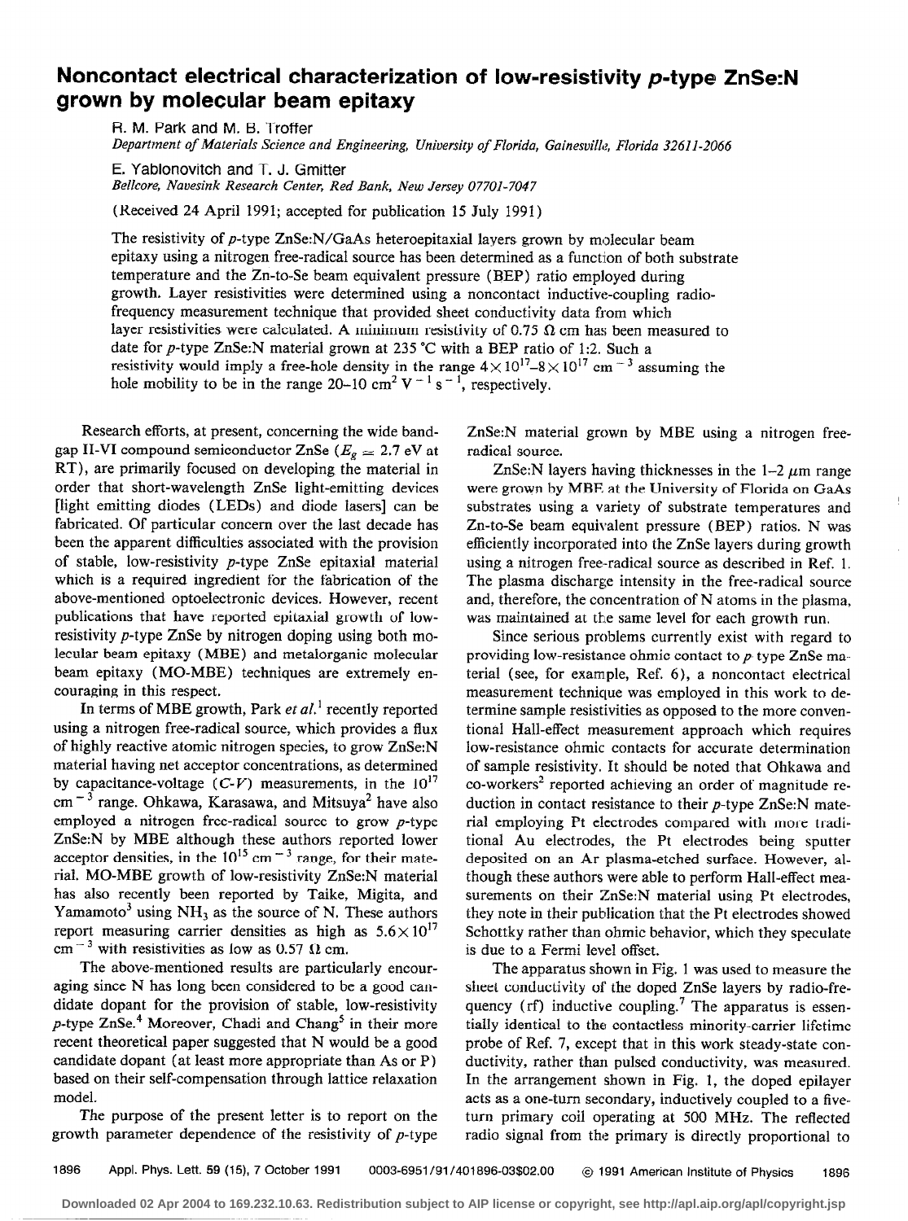# Noncontact electrical characterization of low-resistivity *p*-type ZnSe:N grown by molecular beam epitaxy

R. M. Park and M. B. Troffer

*Department of Materials Science and Engineering, University of Florida, Gainesville, Florida 32611-2066*

E. Yablonovitch and T. J. Gmitter

*Bellcore, Navesink Research Center, Red Bank, New Jersey 07701-7047*

(Received 24 April 1991; accepted for publication 15 July 1991)

The resistivity of *p*-type ZnSe:N/GaAs heteroepitaxial layers grown by molecular beam epitaxy using a nitrogen free-radical source has been determined as a function of both substrate temperature and the Zn-to-Se beam equivalent pressure (BEP) ratio employed during growth. Layer resistivities were determined using a noncontact inductive-coupling radio-frequency measurement technique that provided sheet conductivity data from which layer resistivities were calculated. A minimum resistivity of 0.75 Ω cm has been measured to date for *p*-type ZnSe:N material grown at 235 °C with a BEP ratio of 1:2. Such a resistivity would imply a free-hole density in the range $4\times10^{17}$–$8\times10^{17}$ $cm^{-3}$ assuming the hole mobility to be in the range 20–10 $cm^2\,V^{-1}\,s^{-1}$, respectively.

Research efforts, at present, concerning the wide band-gap II-VI compound semiconductor ZnSe ($E_g \simeq 2.7$ eV at RT), are primarily focused on developing the material in order that short-wavelength ZnSe light-emitting devices [light emitting diodes (LEDs) and diode lasers] can be fabricated. Of particular concern over the last decade has been the apparent difficulties associated with the provision of stable, low-resistivity *p*-type ZnSe epitaxial material which is a required ingredient for the fabrication of the above-mentioned optoelectronic devices. However, recent publications that have reported epitaxial growth of low-resistivity *p*-type ZnSe by nitrogen doping using both molecular beam epitaxy (MBE) and metalorganic molecular beam epitaxy (MO-MBE) techniques are extremely encouraging in this respect.

In terms of MBE growth, Park *et al.*[1] recently reported using a nitrogen free-radical source, which provides a flux of highly reactive atomic nitrogen species, to grow ZnSe:N material having net acceptor concentrations, as determined by capacitance-voltage (*C-V*) measurements, in the $10^{17}$ $cm^{-3}$ range. Ohkawa, Karasawa, and Mitsuya[2] have also employed a nitrogen free-radical source to grow *p*-type ZnSe:N by MBE although these authors reported lower acceptor densities, in the $10^{15}$ $cm^{-3}$ range, for their material. MO-MBE growth of low-resistivity ZnSe:N material has also recently been reported by Taike, Migita, and Yamamoto[3] using $NH_3$ as the source of N. These authors report measuring carrier densities as high as $5.6\times10^{17}$ $cm^{-3}$ with resistivities as low as 0.57 Ω cm.

The above-mentioned results are particularly encouraging since N has long been considered to be a good candidate dopant for the provision of stable, low-resistivity *p*-type ZnSe.[4] Moreover, Chadi and Chang[5] in their more recent theoretical paper suggested that N would be a good candidate dopant (at least more appropriate than As or P) based on their self-compensation through lattice relaxation model.

The purpose of the present letter is to report on the growth parameter dependence of the resistivity of *p*-type ZnSe:N material grown by MBE using a nitrogen free-radical source.

ZnSe:N layers having thicknesses in the 1–2 μm range were grown by MBE at the University of Florida on GaAs substrates using a variety of substrate temperatures and Zn-to-Se beam equivalent pressure (BEP) ratios. N was efficiently incorporated into the ZnSe layers during growth using a nitrogen free-radical source as described in Ref. 1. The plasma discharge intensity in the free-radical source and, therefore, the concentration of N atoms in the plasma, was maintained at the same level for each growth run.

Since serious problems currently exist with regard to providing low-resistance ohmic contact to *p* type ZnSe material (see, for example, Ref. 6), a noncontact electrical measurement technique was employed in this work to determine sample resistivities as opposed to the more conventional Hall-effect measurement approach which requires low-resistance ohmic contacts for accurate determination of sample resistivity. It should be noted that Ohkawa and co-workers[2] reported achieving an order of magnitude reduction in contact resistance to their *p*-type ZnSe:N material employing Pt electrodes compared with more traditional Au electrodes, the Pt electrodes being sputter deposited on an Ar plasma-etched surface. However, although these authors were able to perform Hall-effect measurements on their ZnSe:N material using Pt electrodes, they note in their publication that the Pt electrodes showed Schottky rather than ohmic behavior, which they speculate is due to a Fermi level offset.

The apparatus shown in Fig. 1 was used to measure the sheet conductivity of the doped ZnSe layers by radio-frequency (rf) inductive coupling.[7] The apparatus is essentially identical to the contactless minority-carrier lifetime probe of Ref. 7, except that in this work steady-state conductivity, rather than pulsed conductivity, was measured. In the arrangement shown in Fig. 1, the doped epilayer acts as a one-turn secondary, inductively coupled to a five-turn primary coil operating at 500 MHz. The reflected radio signal from the primary is directly proportional to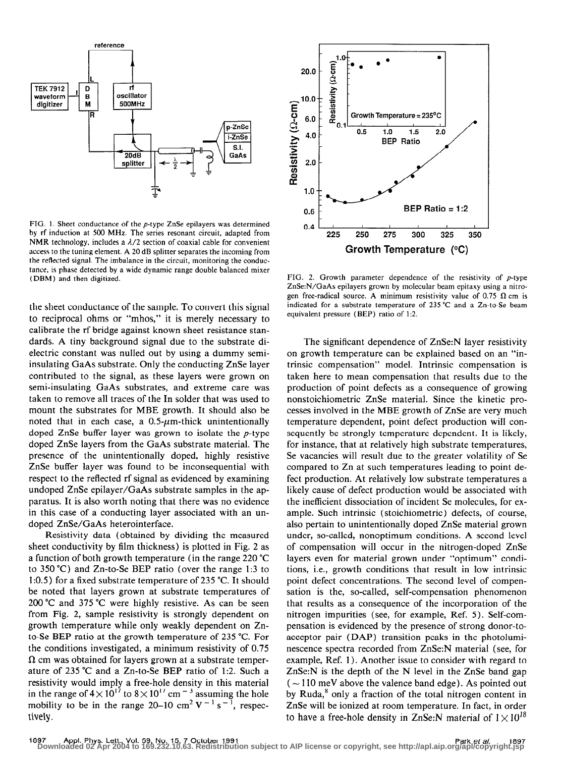FIG. 1. Sheet conductance of the $p$-type ZnSe epilayers was determined by rf induction at 500 MHz. The series resonant circuit, adapted from NMR technology, includes a $\lambda/2$ section of coaxial cable for convenient access to the tuning element. A 20 dB splitter separates the incoming from the reflected signal. The imbalance in the circuit, monitoring the conductance, is phase detected by a wide dynamic range double balanced mixer (DBM) and then digitized.

the sheet conductance of the sample. To convert this signal to reciprocal ohms or "mhos," it is merely necessary to calibrate the rf bridge against known sheet resistance standards. A tiny background signal due to the substrate dielectric constant was nulled out by using a dummy semi-insulating GaAs substrate. Only the conducting ZnSe layer contributed to the signal, as these layers were grown on semi-insulating GaAs substrates, and extreme care was taken to remove all traces of the In solder that was used to mount the substrates for MBE growth. It should also be noted that in each case, a 0.5-$\mu$m-thick unintentionally doped ZnSe buffer layer was grown to isolate the $p$-type doped ZnSe layers from the GaAs substrate material. The presence of the unintentionally doped, highly resistive ZnSe buffer layer was found to be inconsequential with respect to the reflected rf signal as evidenced by examining undoped ZnSe epilayer/GaAs substrate samples in the apparatus. It is also worth noting that there was no evidence in this case of a conducting layer associated with an undoped ZnSe/GaAs heterointerface.

Resistivity data (obtained by dividing the measured sheet conductivity by film thickness) is plotted in Fig. 2 as a function of both growth temperature (in the range 220 °C to 350 °C) and Zn-to-Se BEP ratio (over the range 1:3 to 1:0.5) for a fixed substrate temperature of 235 °C. It should be noted that layers grown at substrate temperatures of 200 °C and 375 °C were highly resistive. As can be seen from Fig. 2, sample resistivity is strongly dependent on growth temperature while only weakly dependent on Zn-to-Se BEP ratio at the growth temperature of 235 °C. For the conditions investigated, a minimum resistivity of 0.75 $\Omega$ cm was obtained for layers grown at a substrate temperature of 235 °C and a Zn-to-Se BEP ratio of 1:2. Such a resistivity would imply a free-hole density in this material in the range of $4\times10^{17}$ to $8\times10^{17}$ cm$^{-3}$ assuming the hole mobility to be in the range 20–10 cm$^2$ V$^{-1}$ s$^{-1}$, respectively.

FIG. 2. Growth parameter dependence of the resistivity of $p$-type ZnSe:N/GaAs epilayers grown by molecular beam epitaxy using a nitrogen free-radical source. A minimum resistivity value of 0.75 $\Omega$ cm is indicated for a substrate temperature of 235 °C and a Zn-to-Se beam equivalent pressure (BEP) ratio of 1:2.

The significant dependence of ZnSe:N layer resistivity on growth temperature can be explained based on an "intrinsic compensation" model. Intrinsic compensation is taken here to mean compensation that results due to the production of point defects as a consequence of growing nonstoichiometric ZnSe material. Since the kinetic processes involved in the MBE growth of ZnSe are very much temperature dependent, point defect production will consequently be strongly temperature dependent. It is likely, for instance, that at relatively high substrate temperatures, Se vacancies will result due to the greater volatility of Se compared to Zn at such temperatures leading to point defect production. At relatively low substrate temperatures a likely cause of defect production would be associated with the inefficient dissociation of incident Se molecules, for example. Such intrinsic (stoichiometric) defects, of course, also pertain to unintentionally doped ZnSe material grown under, so-called, nonoptimum conditions. A second level of compensation will occur in the nitrogen-doped ZnSe layers even for material grown under "optimum" conditions, i.e., growth conditions that result in low intrinsic point defect concentrations. The second level of compensation is the, so-called, self-compensation phenomenon that results as a consequence of the incorporation of the nitrogen impurities (see, for example, Ref. 5). Self-compensation is evidenced by the presence of strong donor-to-acceptor pair (DAP) transition peaks in the photoluminescence spectra recorded from ZnSe:N material (see, for example, Ref. 1). Another issue to consider with regard to ZnSe:N is the depth of the N level in the ZnSe band gap ($\sim$110 meV above the valence band edge). As pointed out by Ruda,[8] only a fraction of the total nitrogen content in ZnSe will be ionized at room temperature. In fact, in order to have a free-hole density in ZnSe:N material of $1\times10^{18}$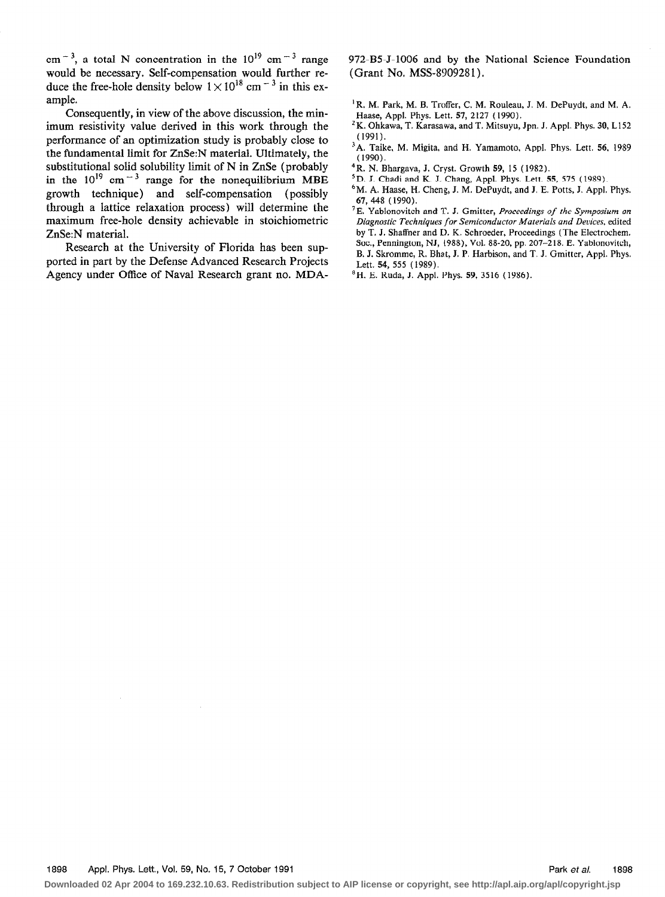$cm^{-3}$, a total N concentration in the $10^{19}$ $cm^{-3}$ range would be necessary. Self-compensation would further reduce the free-hole density below $1 \times 10^{18}$ $cm^{-3}$ in this example.

Consequently, in view of the above discussion, the minimum resistivity value derived in this work through the performance of an optimization study is probably close to the fundamental limit for ZnSe:N material. Ultimately, the substitutional solid solubility limit of N in ZnSe (probably in the $10^{19}$ $cm^{-3}$ range for the nonequilibrium MBE growth technique) and self-compensation (possibly through a lattice relaxation process) will determine the maximum free-hole density achievable in stoichiometric ZnSe:N material.

Research at the University of Florida has been supported in part by the Defense Advanced Research Projects Agency under Office of Naval Research grant no. MDA-972-B5-J-1006 and by the National Science Foundation (Grant No. MSS-8909281).

[1] R. M. Park, M. B. Troffer, C. M. Rouleau, J. M. DePuydt, and M. A. Haase, Appl. Phys. Lett. **57**, 2127 (1990).

[2] K. Ohkawa, T. Karasawa, and T. Mitsuyu, Jpn. J. Appl. Phys. **30**, L152 (1991).

[3] A. Taike, M. Migita, and H. Yamamoto, Appl. Phys. Lett. **56**, 1989 (1990).

[4] R. N. Bhargava, J. Cryst. Growth **59**, 15 (1982).

[5] D. J. Chadi and K. J. Chang, Appl. Phys. Lett. **55**, 575 (1989).

[6] M. A. Haase, H. Cheng, J. M. DePuydt, and J. E. Potts, J. Appl. Phys. **67**, 448 (1990).

[7] E. Yablonovitch and T. J. Gmitter, *Proceedings of the Symposium on Diagnostic Techniques for Semiconductor Materials and Devices*, edited by T. J. Shaffner and D. K. Schroeder, Proceedings (The Electrochem. Soc., Pennington, NJ, 1988), Vol. 88-20, pp. 207–218. E. Yablonovitch, B. J. Skromme, R. Bhat, J. P. Harbison, and T. J. Gmitter, Appl. Phys. Lett. **54**, 555 (1989).

[8] H. E. Ruda, J. Appl. Phys. **59**, 3516 (1986).